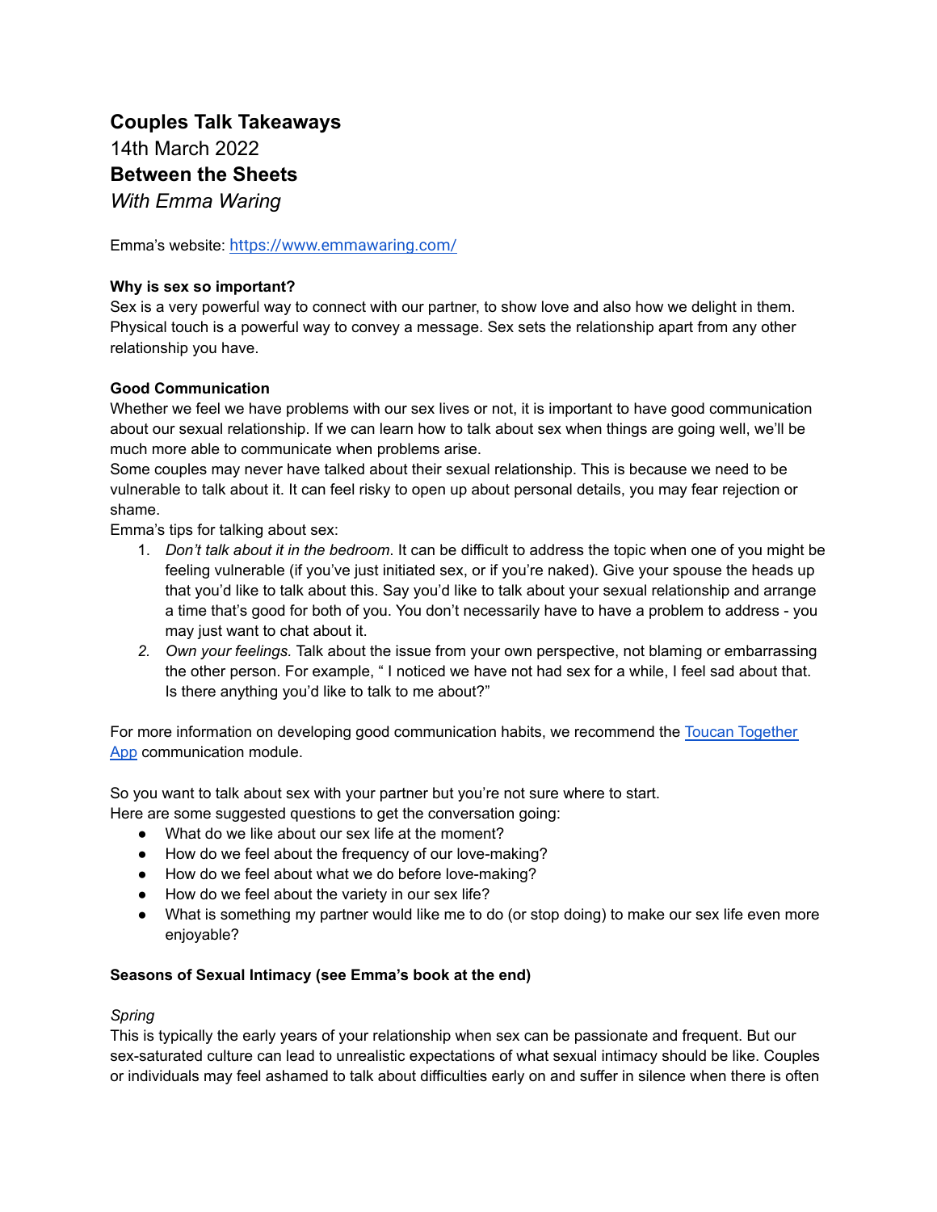# Couples Talk Takeaways

14th March 2022

## Between the Sheets

*With Emma Waring*

Emma's website: [https://www.emmawaring.com/](https://www.emmawaring.com/)

**Why is sex so important?**

Sex is a very powerful way to connect with our partner, to show love and also how we delight in them. Physical touch is a powerful way to convey a message. Sex sets the relationship apart from any other relationship you have.

**Good Communication**

Whether we feel we have problems with our sex lives or not, it is important to have good communication about our sexual relationship. If we can learn how to talk about sex when things are going well, we'll be much more able to communicate when problems arise.

Some couples may never have talked about their sexual relationship. This is because we need to be vulnerable to talk about it. It can feel risky to open up about personal details, you may fear rejection or shame.

Emma's tips for talking about sex:

1. *Don't talk about it in the bedroom*. It can be difficult to address the topic when one of you might be feeling vulnerable (if you've just initiated sex, or if you're naked). Give your spouse the heads up that you'd like to talk about this. Say you'd like to talk about your sexual relationship and arrange a time that's good for both of you. You don't necessarily have to have a problem to address - you may just want to chat about it.
2. *Own your feelings.* Talk about the issue from your own perspective, not blaming or embarrassing the other person. For example, " I noticed we have not had sex for a while, I feel sad about that. Is there anything you'd like to talk to me about?"

For more information on developing good communication habits, we recommend the [Toucan Together App](#) communication module.

So you want to talk about sex with your partner but you're not sure where to start.

Here are some suggested questions to get the conversation going:

- What do we like about our sex life at the moment?
- How do we feel about the frequency of our love-making?
- How do we feel about what we do before love-making?
- How do we feel about the variety in our sex life?
- What is something my partner would like me to do (or stop doing) to make our sex life even more enjoyable?

**Seasons of Sexual Intimacy (see Emma's book at the end)**

*Spring*

This is typically the early years of your relationship when sex can be passionate and frequent. But our sex-saturated culture can lead to unrealistic expectations of what sexual intimacy should be like. Couples or individuals may feel ashamed to talk about difficulties early on and suffer in silence when there is often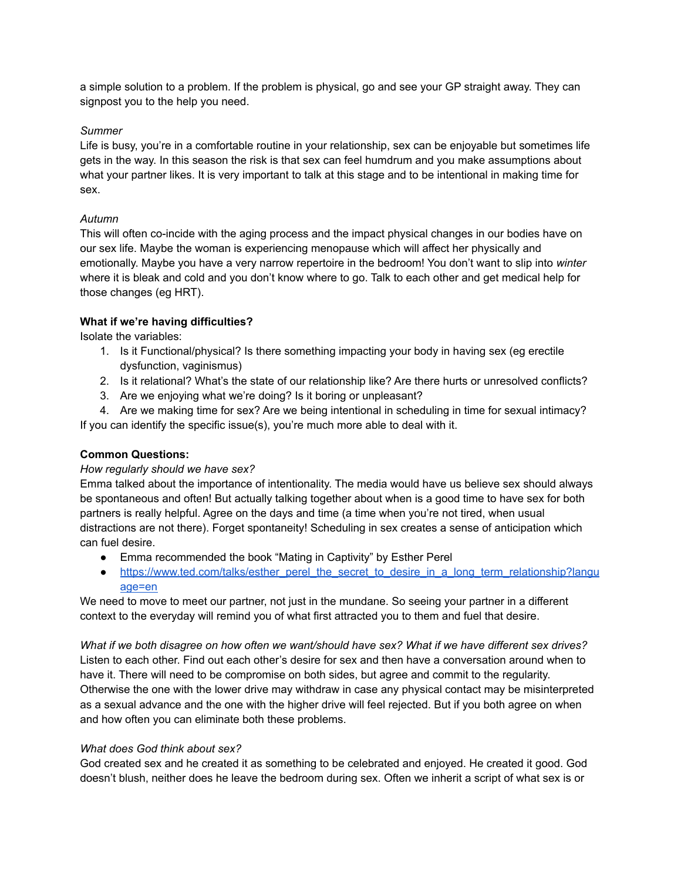a simple solution to a problem. If the problem is physical, go and see your GP straight away. They can signpost you to the help you need.

*Summer*
Life is busy, you're in a comfortable routine in your relationship, sex can be enjoyable but sometimes life gets in the way. In this season the risk is that sex can feel humdrum and you make assumptions about what your partner likes. It is very important to talk at this stage and to be intentional in making time for sex.

*Autumn*
This will often co-incide with the aging process and the impact physical changes in our bodies have on our sex life. Maybe the woman is experiencing menopause which will affect her physically and emotionally. Maybe you have a very narrow repertoire in the bedroom! You don't want to slip into *winter* where it is bleak and cold and you don't know where to go. Talk to each other and get medical help for those changes (eg HRT).

**What if we're having difficulties?**
Isolate the variables:

1. Is it Functional/physical? Is there something impacting your body in having sex (eg erectile dysfunction, vaginismus)
2. Is it relational? What's the state of our relationship like? Are there hurts or unresolved conflicts?
3. Are we enjoying what we're doing? Is it boring or unpleasant?
4. Are we making time for sex? Are we being intentional in scheduling in time for sexual intimacy?

If you can identify the specific issue(s), you're much more able to deal with it.

**Common Questions:**
*How regularly should we have sex?*
Emma talked about the importance of intentionality. The media would have us believe sex should always be spontaneous and often! But actually talking together about when is a good time to have sex for both partners is really helpful. Agree on the days and time (a time when you're not tired, when usual distractions are not there). Forget spontaneity! Scheduling in sex creates a sense of anticipation which can fuel desire.

- Emma recommended the book "Mating in Captivity" by Esther Perel
- https://www.ted.com/talks/esther_perel_the_secret_to_desire_in_a_long_term_relationship?language=en

We need to move to meet our partner, not just in the mundane. So seeing your partner in a different context to the everyday will remind you of what first attracted you to them and fuel that desire.

*What if we both disagree on how often we want/should have sex? What if we have different sex drives?*
Listen to each other. Find out each other's desire for sex and then have a conversation around when to have it. There will need to be compromise on both sides, but agree and commit to the regularity. Otherwise the one with the lower drive may withdraw in case any physical contact may be misinterpreted as a sexual advance and the one with the higher drive will feel rejected. But if you both agree on when and how often you can eliminate both these problems.

*What does God think about sex?*
God created sex and he created it as something to be celebrated and enjoyed. He created it good. God doesn't blush, neither does he leave the bedroom during sex. Often we inherit a script of what sex is or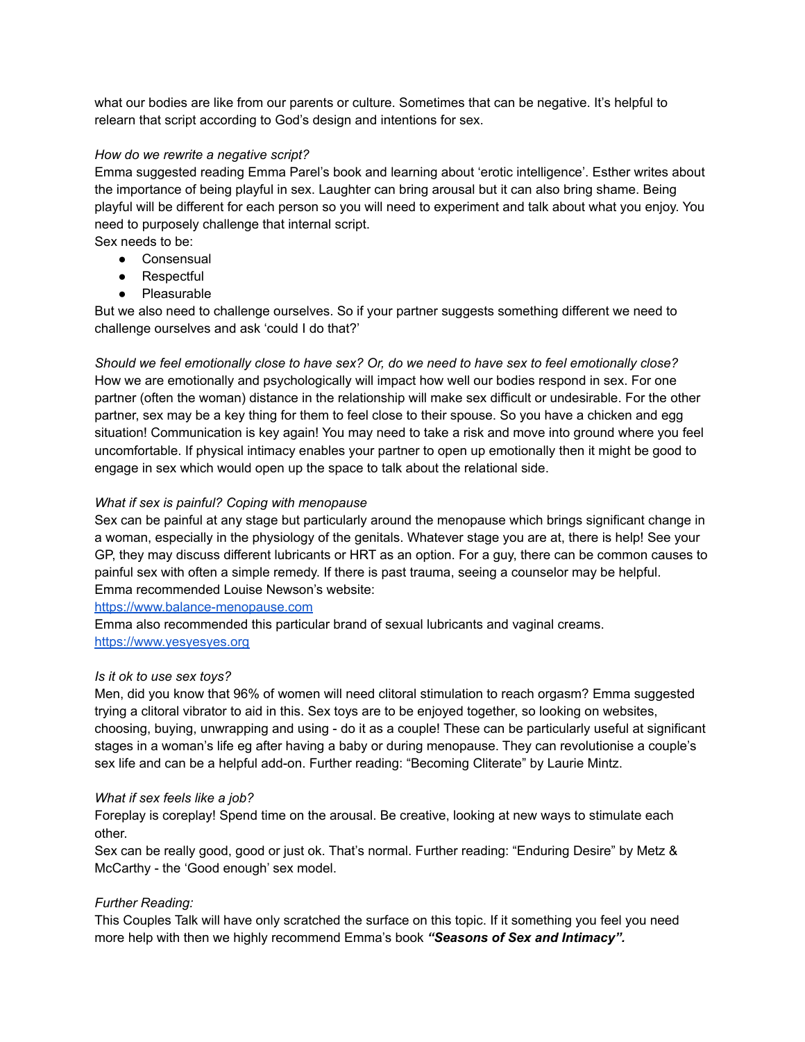what our bodies are like from our parents or culture. Sometimes that can be negative. It's helpful to relearn that script according to God's design and intentions for sex.

*How do we rewrite a negative script?*
Emma suggested reading Emma Parel's book and learning about 'erotic intelligence'. Esther writes about the importance of being playful in sex. Laughter can bring arousal but it can also bring shame. Being playful will be different for each person so you will need to experiment and talk about what you enjoy. You need to purposely challenge that internal script.
Sex needs to be:

- Consensual
- Respectful
- Pleasurable

But we also need to challenge ourselves. So if your partner suggests something different we need to challenge ourselves and ask 'could I do that?'

*Should we feel emotionally close to have sex? Or, do we need to have sex to feel emotionally close?*
How we are emotionally and psychologically will impact how well our bodies respond in sex. For one partner (often the woman) distance in the relationship will make sex difficult or undesirable. For the other partner, sex may be a key thing for them to feel close to their spouse. So you have a chicken and egg situation! Communication is key again! You may need to take a risk and move into ground where you feel uncomfortable. If physical intimacy enables your partner to open up emotionally then it might be good to engage in sex which would open up the space to talk about the relational side.

*What if sex is painful? Coping with menopause*
Sex can be painful at any stage but particularly around the menopause which brings significant change in a woman, especially in the physiology of the genitals. Whatever stage you are at, there is help! See your GP, they may discuss different lubricants or HRT as an option. For a guy, there can be common causes to painful sex with often a simple remedy. If there is past trauma, seeing a counselor may be helpful.
Emma recommended Louise Newson's website:
[https://www.balance-menopause.com](https://www.balance-menopause.com)
Emma also recommended this particular brand of sexual lubricants and vaginal creams.
[https://www.yesyesyes.org](https://www.yesyesyes.org)

*Is it ok to use sex toys?*
Men, did you know that 96% of women will need clitoral stimulation to reach orgasm? Emma suggested trying a clitoral vibrator to aid in this. Sex toys are to be enjoyed together, so looking on websites, choosing, buying, unwrapping and using - do it as a couple! These can be particularly useful at significant stages in a woman's life eg after having a baby or during menopause. They can revolutionise a couple's sex life and can be a helpful add-on. Further reading: "Becoming Cliterate" by Laurie Mintz.

*What if sex feels like a job?*
Foreplay is coreplay! Spend time on the arousal. Be creative, looking at new ways to stimulate each other.
Sex can be really good, good or just ok. That's normal. Further reading: "Enduring Desire" by Metz & McCarthy - the 'Good enough' sex model.

*Further Reading:*
This Couples Talk will have only scratched the surface on this topic. If it something you feel you need more help with then we highly recommend Emma's book ***"Seasons of Sex and Intimacy".***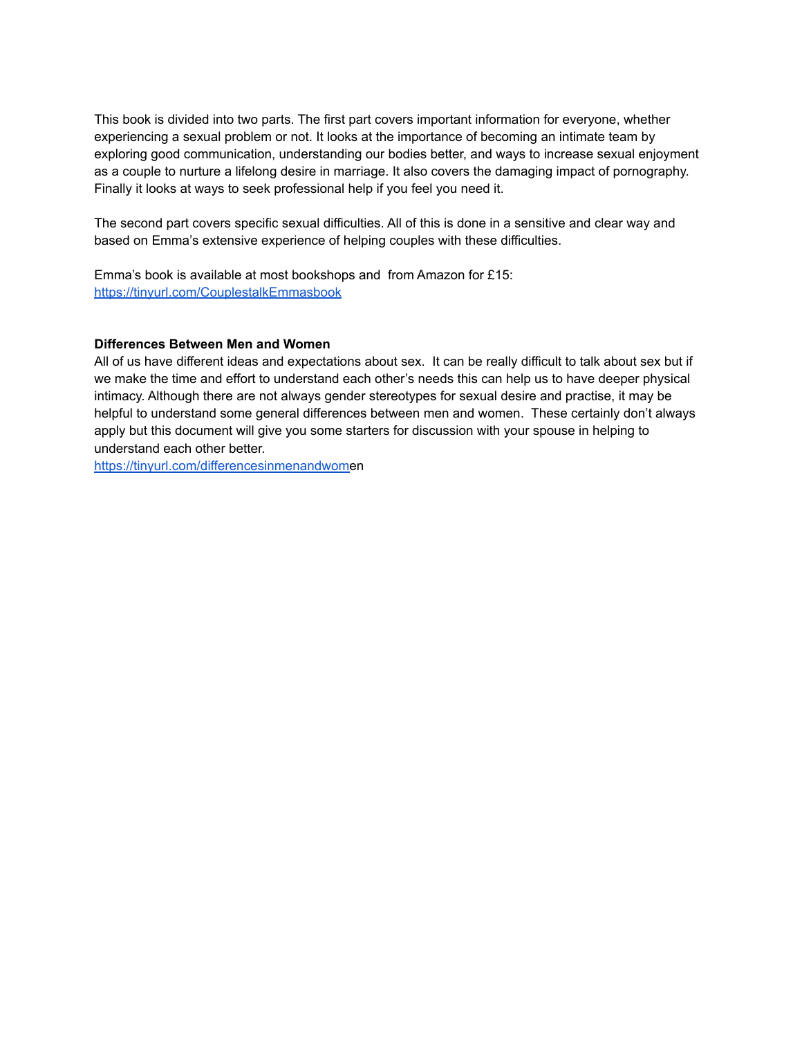This book is divided into two parts. The first part covers important information for everyone, whether experiencing a sexual problem or not. It looks at the importance of becoming an intimate team by exploring good communication, understanding our bodies better, and ways to increase sexual enjoyment as a couple to nurture a lifelong desire in marriage. It also covers the damaging impact of pornography. Finally it looks at ways to seek professional help if you feel you need it.

The second part covers specific sexual difficulties. All of this is done in a sensitive and clear way and based on Emma's extensive experience of helping couples with these difficulties.

Emma's book is available at most bookshops and from Amazon for £15:
https://tinyurl.com/CouplestalkEmmasbook

**Differences Between Men and Women**

All of us have different ideas and expectations about sex. It can be really difficult to talk about sex but if we make the time and effort to understand each other's needs this can help us to have deeper physical intimacy. Although there are not always gender stereotypes for sexual desire and practise, it may be helpful to understand some general differences between men and women. These certainly don't always apply but this document will give you some starters for discussion with your spouse in helping to understand each other better.
https://tinyurl.com/differencesinmenandwomen